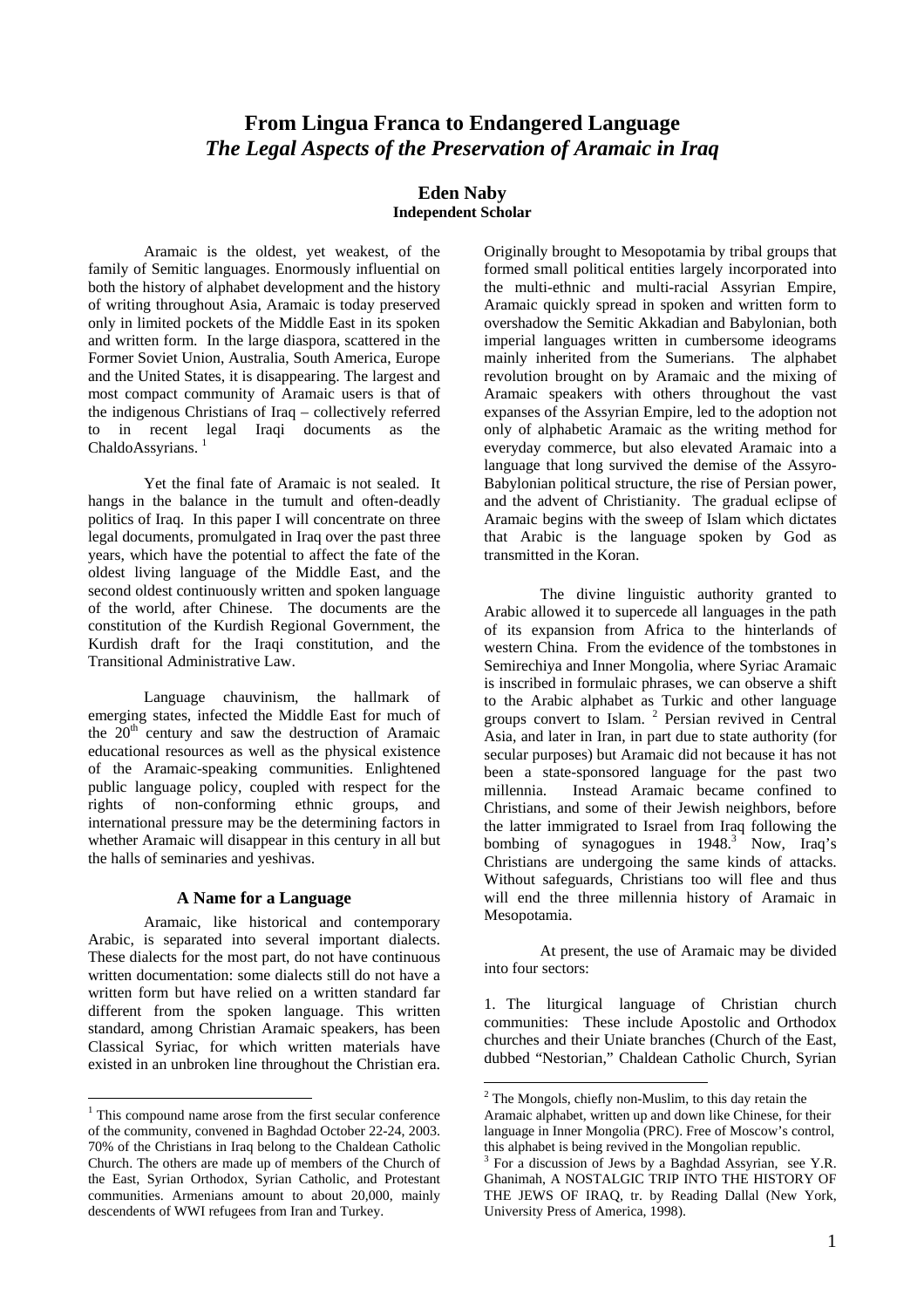# From Lingua Franca to Endangered Language

## *The Legal Aspects of the Preservation of Aramaic in Iraq*

**Eden Naby**
**Independent Scholar**

Aramaic is the oldest, yet weakest, of the family of Semitic languages. Enormously influential on both the history of alphabet development and the history of writing throughout Asia, Aramaic is today preserved only in limited pockets of the Middle East in its spoken and written form. In the large diaspora, scattered in the Former Soviet Union, Australia, South America, Europe and the United States, it is disappearing. The largest and most compact community of Aramaic users is that of the indigenous Christians of Iraq – collectively referred to in recent legal Iraqi documents as the ChaldoAssyrians. [1]

Yet the final fate of Aramaic is not sealed. It hangs in the balance in the tumult and often-deadly politics of Iraq. In this paper I will concentrate on three legal documents, promulgated in Iraq over the past three years, which have the potential to affect the fate of the oldest living language of the Middle East, and the second oldest continuously written and spoken language of the world, after Chinese. The documents are the constitution of the Kurdish Regional Government, the Kurdish draft for the Iraqi constitution, and the Transitional Administrative Law.

Language chauvinism, the hallmark of emerging states, infected the Middle East for much of the 20th century and saw the destruction of Aramaic educational resources as well as the physical existence of the Aramaic-speaking communities. Enlightened public language policy, coupled with respect for the rights of non-conforming ethnic groups, and international pressure may be the determining factors in whether Aramaic will disappear in this century in all but the halls of seminaries and yeshivas.

### A Name for a Language

Aramaic, like historical and contemporary Arabic, is separated into several important dialects. These dialects for the most part, do not have continuous written documentation: some dialects still do not have a written form but have relied on a written standard far different from the spoken language. This written standard, among Christian Aramaic speakers, has been Classical Syriac, for which written materials have existed in an unbroken line throughout the Christian era. Originally brought to Mesopotamia by tribal groups that formed small political entities largely incorporated into the multi-ethnic and multi-racial Assyrian Empire, Aramaic quickly spread in spoken and written form to overshadow the Semitic Akkadian and Babylonian, both imperial languages written in cumbersome ideograms mainly inherited from the Sumerians. The alphabet revolution brought on by Aramaic and the mixing of Aramaic speakers with others throughout the vast expanses of the Assyrian Empire, led to the adoption not only of alphabetic Aramaic as the writing method for everyday commerce, but also elevated Aramaic into a language that long survived the demise of the Assyro-Babylonian political structure, the rise of Persian power, and the advent of Christianity. The gradual eclipse of Aramaic begins with the sweep of Islam which dictates that Arabic is the language spoken by God as transmitted in the Koran.

The divine linguistic authority granted to Arabic allowed it to supercede all languages in the path of its expansion from Africa to the hinterlands of western China. From the evidence of the tombstones in Semirechiya and Inner Mongolia, where Syriac Aramaic is inscribed in formulaic phrases, we can observe a shift to the Arabic alphabet as Turkic and other language groups convert to Islam. [2] Persian revived in Central Asia, and later in Iran, in part due to state authority (for secular purposes) but Aramaic did not because it has not been a state-sponsored language for the past two millennia. Instead Aramaic became confined to Christians, and some of their Jewish neighbors, before the latter immigrated to Israel from Iraq following the bombing of synagogues in 1948.[3] Now, Iraq's Christians are undergoing the same kinds of attacks. Without safeguards, Christians too will flee and thus will end the three millennia history of Aramaic in Mesopotamia.

At present, the use of Aramaic may be divided into four sectors:

1. The liturgical language of Christian church communities: These include Apostolic and Orthodox churches and their Uniate branches (Church of the East, dubbed "Nestorian," Chaldean Catholic Church, Syrian

---

[1] This compound name arose from the first secular conference of the community, convened in Baghdad October 22-24, 2003. 70% of the Christians in Iraq belong to the Chaldean Catholic Church. The others are made up of members of the Church of the East, Syrian Orthodox, Syrian Catholic, and Protestant communities. Armenians amount to about 20,000, mainly descendents of WWI refugees from Iran and Turkey.

[2] The Mongols, chiefly non-Muslim, to this day retain the Aramaic alphabet, written up and down like Chinese, for their language in Inner Mongolia (PRC). Free of Moscow's control, this alphabet is being revived in the Mongolian republic.

[3] For a discussion of Jews by a Baghdad Assyrian, see Y.R. Ghanimah, A NOSTALGIC TRIP INTO THE HISTORY OF THE JEWS OF IRAQ, tr. by Reading Dallal (New York, University Press of America, 1998).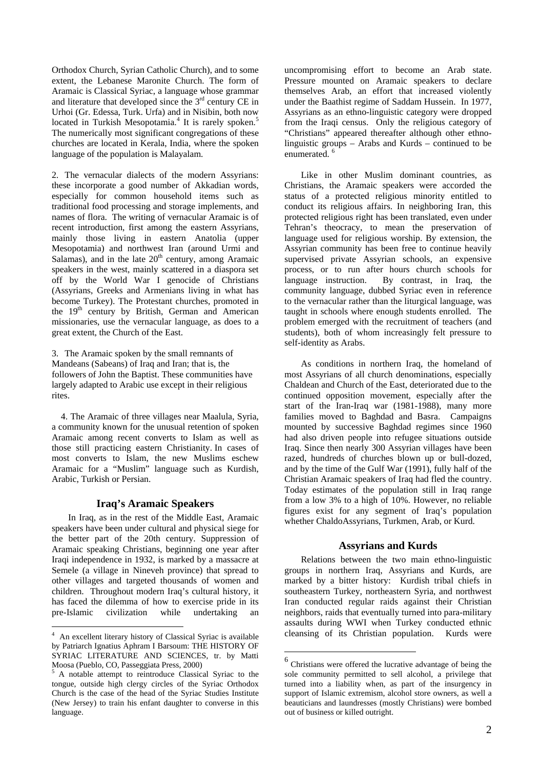Orthodox Church, Syrian Catholic Church), and to some extent, the Lebanese Maronite Church. The form of Aramaic is Classical Syriac, a language whose grammar and literature that developed since the 3rd century CE in Urhoi (Gr. Edessa, Turk. Urfa) and in Nisibin, both now located in Turkish Mesopotamia.[4] It is rarely spoken.[5] The numerically most significant congregations of these churches are located in Kerala, India, where the spoken language of the population is Malayalam.

2. The vernacular dialects of the modern Assyrians: these incorporate a good number of Akkadian words, especially for common household items such as traditional food processing and storage implements, and names of flora. The writing of vernacular Aramaic is of recent introduction, first among the eastern Assyrians, mainly those living in eastern Anatolia (upper Mesopotamia) and northwest Iran (around Urmi and Salamas), and in the late 20th century, among Aramaic speakers in the west, mainly scattered in a diaspora set off by the World War I genocide of Christians (Assyrians, Greeks and Armenians living in what has become Turkey). The Protestant churches, promoted in the 19th century by British, German and American missionaries, use the vernacular language, as does to a great extent, the Church of the East.

3. The Aramaic spoken by the small remnants of Mandeans (Sabeans) of Iraq and Iran; that is, the followers of John the Baptist. These communities have largely adapted to Arabic use except in their religious rites.

4. The Aramaic of three villages near Maalula, Syria, a community known for the unusual retention of spoken Aramaic among recent converts to Islam as well as those still practicing eastern Christianity. In cases of most converts to Islam, the new Muslims eschew Aramaic for a "Muslim" language such as Kurdish, Arabic, Turkish or Persian.

## Iraq's Aramaic Speakers

In Iraq, as in the rest of the Middle East, Aramaic speakers have been under cultural and physical siege for the better part of the 20th century. Suppression of Aramaic speaking Christians, beginning one year after Iraqi independence in 1932, is marked by a massacre at Semele (a village in Nineveh province) that spread to other villages and targeted thousands of women and children. Throughout modern Iraq's cultural history, it has faced the dilemma of how to exercise pride in its pre-Islamic civilization while undertaking an uncompromising effort to become an Arab state. Pressure mounted on Aramaic speakers to declare themselves Arab, an effort that increased violently under the Baathist regime of Saddam Hussein. In 1977, Assyrians as an ethno-linguistic category were dropped from the Iraqi census. Only the religious category of "Christians" appeared thereafter although other ethno-linguistic groups – Arabs and Kurds – continued to be enumerated.[6]

Like in other Muslim dominant countries, as Christians, the Aramaic speakers were accorded the status of a protected religious minority entitled to conduct its religious affairs. In neighboring Iran, this protected religious right has been translated, even under Tehran's theocracy, to mean the preservation of language used for religious worship. By extension, the Assyrian community has been free to continue heavily supervised private Assyrian schools, an expensive process, or to run after hours church schools for language instruction. By contrast, in Iraq, the community language, dubbed Syriac even in reference to the vernacular rather than the liturgical language, was taught in schools where enough students enrolled. The problem emerged with the recruitment of teachers (and students), both of whom increasingly felt pressure to self-identity as Arabs.

As conditions in northern Iraq, the homeland of most Assyrians of all church denominations, especially Chaldean and Church of the East, deteriorated due to the continued opposition movement, especially after the start of the Iran-Iraq war (1981-1988), many more families moved to Baghdad and Basra. Campaigns mounted by successive Baghdad regimes since 1960 had also driven people into refugee situations outside Iraq. Since then nearly 300 Assyrian villages have been razed, hundreds of churches blown up or bull-dozed, and by the time of the Gulf War (1991), fully half of the Christian Aramaic speakers of Iraq had fled the country. Today estimates of the population still in Iraq range from a low 3% to a high of 10%. However, no reliable figures exist for any segment of Iraq's population whether ChaldoAssyrians, Turkmen, Arab, or Kurd.

## Assyrians and Kurds

Relations between the two main ethno-linguistic groups in northern Iraq, Assyrians and Kurds, are marked by a bitter history: Kurdish tribal chiefs in southeastern Turkey, northeastern Syria, and northwest Iran conducted regular raids against their Christian neighbors, raids that eventually turned into para-military assaults during WWI when Turkey conducted ethnic cleansing of its Christian population. Kurds were

---

[4] An excellent literary history of Classical Syriac is available by Patriarch Ignatius Aphram I Barsoum: THE HISTORY OF SYRIAC LITERATURE AND SCIENCES, tr. by Matti Moosa (Pueblo, CO, Passeggiata Press, 2000)

[5] A notable attempt to reintroduce Classical Syriac to the tongue, outside high clergy circles of the Syriac Orthodox Church is the case of the head of the Syriac Studies Institute (New Jersey) to train his enfant daughter to converse in this language.

[6] Christians were offered the lucrative advantage of being the sole community permitted to sell alcohol, a privilege that turned into a liability when, as part of the insurgency in support of Islamic extremism, alcohol store owners, as well a beauticians and laundresses (mostly Christians) were bombed out of business or killed outright.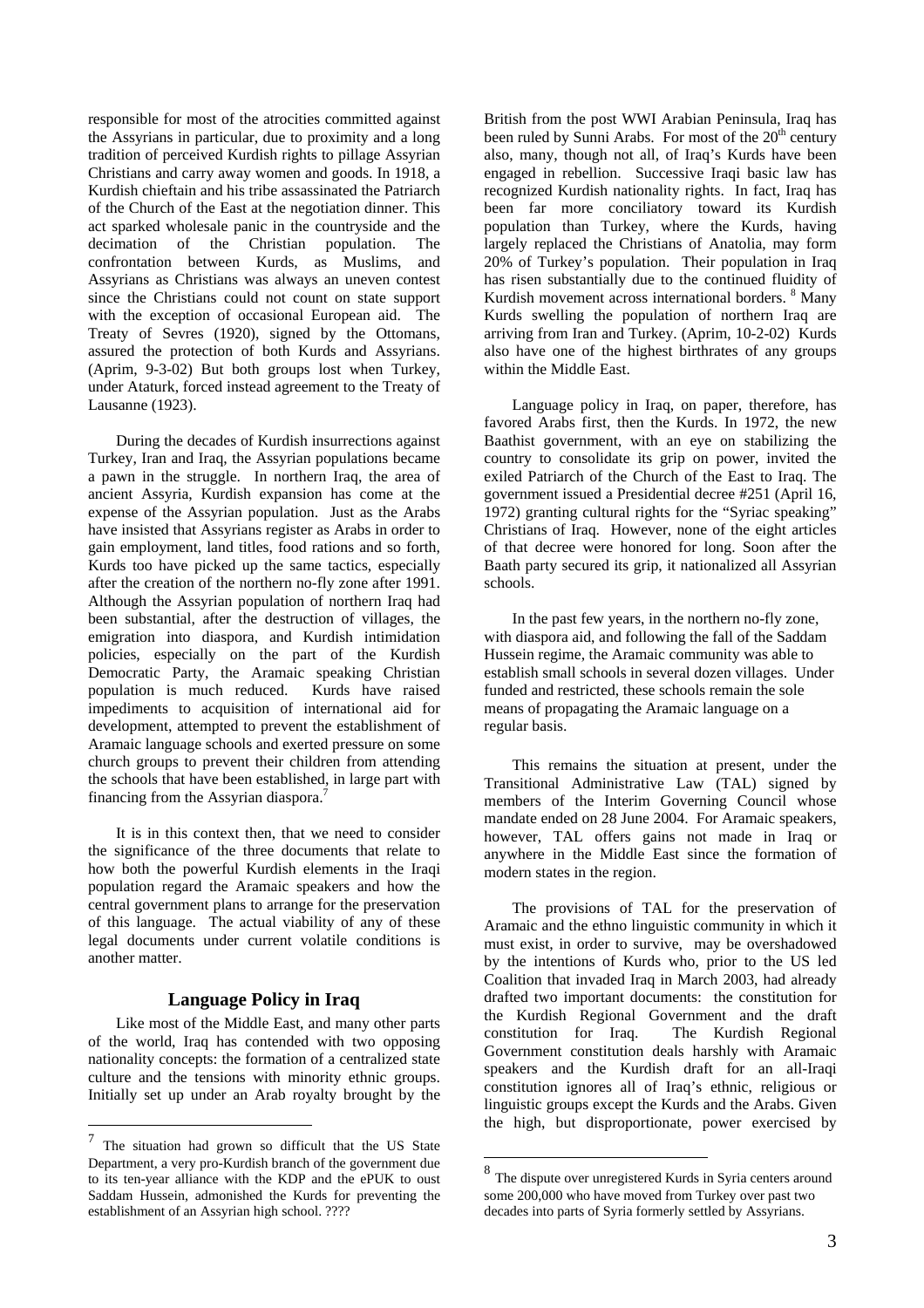responsible for most of the atrocities committed against the Assyrians in particular, due to proximity and a long tradition of perceived Kurdish rights to pillage Assyrian Christians and carry away women and goods. In 1918, a Kurdish chieftain and his tribe assassinated the Patriarch of the Church of the East at the negotiation dinner. This act sparked wholesale panic in the countryside and the decimation of the Christian population. The confrontation between Kurds, as Muslims, and Assyrians as Christians was always an uneven contest since the Christians could not count on state support with the exception of occasional European aid. The Treaty of Sevres (1920), signed by the Ottomans, assured the protection of both Kurds and Assyrians. (Aprim, 9-3-02) But both groups lost when Turkey, under Ataturk, forced instead agreement to the Treaty of Lausanne (1923).

During the decades of Kurdish insurrections against Turkey, Iran and Iraq, the Assyrian populations became a pawn in the struggle. In northern Iraq, the area of ancient Assyria, Kurdish expansion has come at the expense of the Assyrian population. Just as the Arabs have insisted that Assyrians register as Arabs in order to gain employment, land titles, food rations and so forth, Kurds too have picked up the same tactics, especially after the creation of the northern no-fly zone after 1991. Although the Assyrian population of northern Iraq had been substantial, after the destruction of villages, the emigration into diaspora, and Kurdish intimidation policies, especially on the part of the Kurdish Democratic Party, the Aramaic speaking Christian population is much reduced. Kurds have raised impediments to acquisition of international aid for development, attempted to prevent the establishment of Aramaic language schools and exerted pressure on some church groups to prevent their children from attending the schools that have been established, in large part with financing from the Assyrian diaspora.[7]

It is in this context then, that we need to consider the significance of the three documents that relate to how both the powerful Kurdish elements in the Iraqi population regard the Aramaic speakers and how the central government plans to arrange for the preservation of this language. The actual viability of any of these legal documents under current volatile conditions is another matter.

## Language Policy in Iraq

Like most of the Middle East, and many other parts of the world, Iraq has contended with two opposing nationality concepts: the formation of a centralized state culture and the tensions with minority ethnic groups. Initially set up under an Arab royalty brought by the British from the post WWI Arabian Peninsula, Iraq has been ruled by Sunni Arabs. For most of the 20th century also, many, though not all, of Iraq's Kurds have been engaged in rebellion. Successive Iraqi basic law has recognized Kurdish nationality rights. In fact, Iraq has been far more conciliatory toward its Kurdish population than Turkey, where the Kurds, having largely replaced the Christians of Anatolia, may form 20% of Turkey's population. Their population in Iraq has risen substantially due to the continued fluidity of Kurdish movement across international borders.[8] Many Kurds swelling the population of northern Iraq are arriving from Iran and Turkey. (Aprim, 10-2-02) Kurds also have one of the highest birthrates of any groups within the Middle East.

Language policy in Iraq, on paper, therefore, has favored Arabs first, then the Kurds. In 1972, the new Baathist government, with an eye on stabilizing the country to consolidate its grip on power, invited the exiled Patriarch of the Church of the East to Iraq. The government issued a Presidential decree #251 (April 16, 1972) granting cultural rights for the "Syriac speaking" Christians of Iraq. However, none of the eight articles of that decree were honored for long. Soon after the Baath party secured its grip, it nationalized all Assyrian schools.

In the past few years, in the northern no-fly zone, with diaspora aid, and following the fall of the Saddam Hussein regime, the Aramaic community was able to establish small schools in several dozen villages. Under funded and restricted, these schools remain the sole means of propagating the Aramaic language on a regular basis.

This remains the situation at present, under the Transitional Administrative Law (TAL) signed by members of the Interim Governing Council whose mandate ended on 28 June 2004. For Aramaic speakers, however, TAL offers gains not made in Iraq or anywhere in the Middle East since the formation of modern states in the region.

The provisions of TAL for the preservation of Aramaic and the ethno linguistic community in which it must exist, in order to survive, may be overshadowed by the intentions of Kurds who, prior to the US led Coalition that invaded Iraq in March 2003, had already drafted two important documents: the constitution for the Kurdish Regional Government and the draft constitution for Iraq. The Kurdish Regional Government constitution deals harshly with Aramaic speakers and the Kurdish draft for an all-Iraqi constitution ignores all of Iraq's ethnic, religious or linguistic groups except the Kurds and the Arabs. Given the high, but disproportionate, power exercised by

---

[7] The situation had grown so difficult that the US State Department, a very pro-Kurdish branch of the government due to its ten-year alliance with the KDP and the ePUK to oust Saddam Hussein, admonished the Kurds for preventing the establishment of an Assyrian high school. ????

[8] The dispute over unregistered Kurds in Syria centers around some 200,000 who have moved from Turkey over past two decades into parts of Syria formerly settled by Assyrians.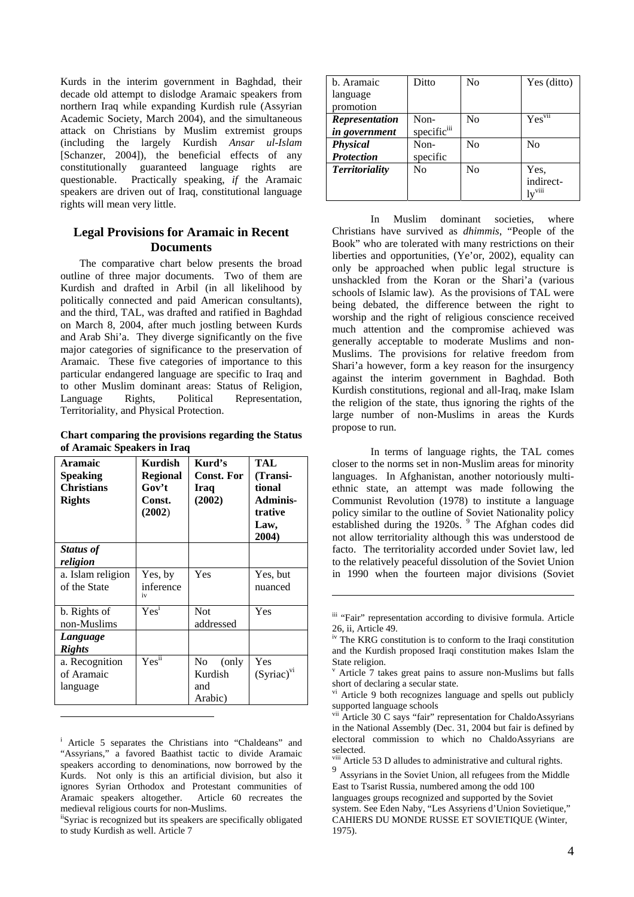Kurds in the interim government in Baghdad, their decade old attempt to dislodge Aramaic speakers from northern Iraq while expanding Kurdish rule (Assyrian Academic Society, March 2004), and the simultaneous attack on Christians by Muslim extremist groups (including the largely Kurdish *Ansar ul-Islam* [Schanzer, 2004]), the beneficial effects of any constitutionally guaranteed language rights are questionable. Practically speaking, *if* the Aramaic speakers are driven out of Iraq, constitutional language rights will mean very little.

## Legal Provisions for Aramaic in Recent Documents

The comparative chart below presents the broad outline of three major documents. Two of them are Kurdish and drafted in Arbil (in all likelihood by politically connected and paid American consultants), and the third, TAL, was drafted and ratified in Baghdad on March 8, 2004, after much jostling between Kurds and Arab Shi'a. They diverge significantly on the five major categories of significance to the preservation of Aramaic. These five categories of importance to this particular endangered language are specific to Iraq and to other Muslim dominant areas: Status of Religion, Language Rights, Political Representation, Territoriality, and Physical Protection.

**Chart comparing the provisions regarding the Status of Aramaic Speakers in Iraq**

| Aramaic Speaking Christians Rights | Kurdish Regional Gov't Const. (2002) | Kurd's Const. For Iraq (2002) | TAL (Transitional Administrative Law, 2004) |
|---|---|---|---|
| ***Status of religion*** | | | |
| a. Islam religion of the State | Yes, by inference[iv] | Yes | Yes, but nuanced |
| b. Rights of non-Muslims | Yes[i] | Not addressed | Yes |
| ***Language Rights*** | | | |
| a. Recognition of Aramaic language | Yes[ii] | No (only Kurdish and Arabic) | Yes (Syriac)[vi] |
| b. Aramaic language promotion | Ditto | No | Yes (ditto) |
| ***Representation in government*** | Non-specific[iii] | No | Yes[vii] |
| ***Physical Protection*** | Non-specific | No | No |
| ***Territoriality*** | No | No | Yes, indirectly[viii] |

In Muslim dominant societies, where Christians have survived as *dhimmis*, "People of the Book" who are tolerated with many restrictions on their liberties and opportunities, (Ye'or, 2002), equality can only be approached when public legal structure is unshackled from the Koran or the Shari'a (various schools of Islamic law). As the provisions of TAL were being debated, the difference between the right to worship and the right of religious conscience received much attention and the compromise achieved was generally acceptable to moderate Muslims and non-Muslims. The provisions for relative freedom from Shari'a however, form a key reason for the insurgency against the interim government in Baghdad. Both Kurdish constitutions, regional and all-Iraq, make Islam the religion of the state, thus ignoring the rights of the large number of non-Muslims in areas the Kurds propose to run.

In terms of language rights, the TAL comes closer to the norms set in non-Muslim areas for minority languages. In Afghanistan, another notoriously multi-ethnic state, an attempt was made following the Communist Revolution (1978) to institute a language policy similar to the outline of Soviet Nationality policy established during the 1920s.[9] The Afghan codes did not allow territoriality although this was understood de facto. The territoriality accorded under Soviet law, led to the relatively peaceful dissolution of the Soviet Union in 1990 when the fourteen major divisions (Soviet

---

[i] Article 5 separates the Christians into "Chaldeans" and "Assyrians," a favored Baathist tactic to divide Aramaic speakers according to denominations, now borrowed by the Kurds. Not only is this an artificial division, but also it ignores Syrian Orthodox and Protestant communities of Aramaic speakers altogether. Article 60 recreates the medieval religious courts for non-Muslims.

[ii] Syriac is recognized but its speakers are specifically obligated to study Kurdish as well. Article 7

[iii] "Fair" representation according to divisive formula. Article 26, ii, Article 49.

[iv] The KRG constitution is to conform to the Iraqi constitution and the Kurdish proposed Iraqi constitution makes Islam the State religion.

[v] Article 7 takes great pains to assure non-Muslims but falls short of declaring a secular state.

[vi] Article 9 both recognizes language and spells out publicly supported language schools

[vii] Article 30 C says "fair" representation for ChaldoAssyrians in the National Assembly (Dec. 31, 2004 but fair is defined by electoral commission to which no ChaldoAssyrians are selected.

[viii] Article 53 D alludes to administrative and cultural rights.

[9] Assyrians in the Soviet Union, all refugees from the Middle East to Tsarist Russia, numbered among the odd 100 languages groups recognized and supported by the Soviet system. See Eden Naby, "Les Assyriens d'Union Sovietique," CAHIERS DU MONDE RUSSE ET SOVIETIQUE (Winter, 1975).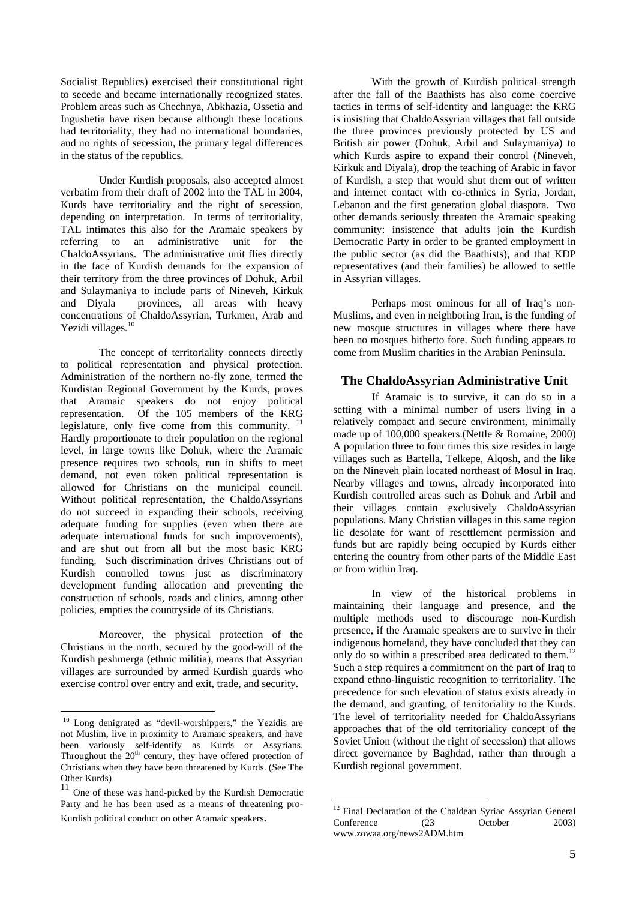Socialist Republics) exercised their constitutional right to secede and became internationally recognized states. Problem areas such as Chechnya, Abkhazia, Ossetia and Ingushetia have risen because although these locations had territoriality, they had no international boundaries, and no rights of secession, the primary legal differences in the status of the republics.

Under Kurdish proposals, also accepted almost verbatim from their draft of 2002 into the TAL in 2004, Kurds have territoriality and the right of secession, depending on interpretation. In terms of territoriality, TAL intimates this also for the Aramaic speakers by referring to an administrative unit for the ChaldoAssyrians. The administrative unit flies directly in the face of Kurdish demands for the expansion of their territory from the three provinces of Dohuk, Arbil and Sulaymaniya to include parts of Nineveh, Kirkuk and Diyala provinces, all areas with heavy concentrations of ChaldoAssyrian, Turkmen, Arab and Yezidi villages.[10]

The concept of territoriality connects directly to political representation and physical protection. Administration of the northern no-fly zone, termed the Kurdistan Regional Government by the Kurds, proves that Aramaic speakers do not enjoy political representation. Of the 105 members of the KRG legislature, only five come from this community. [11] Hardly proportionate to their population on the regional level, in large towns like Dohuk, where the Aramaic presence requires two schools, run in shifts to meet demand, not even token political representation is allowed for Christians on the municipal council. Without political representation, the ChaldoAssyrians do not succeed in expanding their schools, receiving adequate funding for supplies (even when there are adequate international funds for such improvements), and are shut out from all but the most basic KRG funding. Such discrimination drives Christians out of Kurdish controlled towns just as discriminatory development funding allocation and preventing the construction of schools, roads and clinics, among other policies, empties the countryside of its Christians.

Moreover, the physical protection of the Christians in the north, secured by the good-will of the Kurdish peshmerga (ethnic militia), means that Assyrian villages are surrounded by armed Kurdish guards who exercise control over entry and exit, trade, and security.

With the growth of Kurdish political strength after the fall of the Baathists has also come coercive tactics in terms of self-identity and language: the KRG is insisting that ChaldoAssyrian villages that fall outside the three provinces previously protected by US and British air power (Dohuk, Arbil and Sulaymaniya) to which Kurds aspire to expand their control (Nineveh, Kirkuk and Diyala), drop the teaching of Arabic in favor of Kurdish, a step that would shut them out of written and internet contact with co-ethnics in Syria, Jordan, Lebanon and the first generation global diaspora. Two other demands seriously threaten the Aramaic speaking community: insistence that adults join the Kurdish Democratic Party in order to be granted employment in the public sector (as did the Baathists), and that KDP representatives (and their families) be allowed to settle in Assyrian villages.

Perhaps most ominous for all of Iraq's non-Muslims, and even in neighboring Iran, is the funding of new mosque structures in villages where there have been no mosques hitherto fore. Such funding appears to come from Muslim charities in the Arabian Peninsula.

## The ChaldoAssyrian Administrative Unit

If Aramaic is to survive, it can do so in a setting with a minimal number of users living in a relatively compact and secure environment, minimally made up of 100,000 speakers.(Nettle & Romaine, 2000) A population three to four times this size resides in large villages such as Bartella, Telkepe, Alqosh, and the like on the Nineveh plain located northeast of Mosul in Iraq. Nearby villages and towns, already incorporated into Kurdish controlled areas such as Dohuk and Arbil and their villages contain exclusively ChaldoAssyrian populations. Many Christian villages in this same region lie desolate for want of resettlement permission and funds but are rapidly being occupied by Kurds either entering the country from other parts of the Middle East or from within Iraq.

In view of the historical problems in maintaining their language and presence, and the multiple methods used to discourage non-Kurdish presence, if the Aramaic speakers are to survive in their indigenous homeland, they have concluded that they can only do so within a prescribed area dedicated to them.[12] Such a step requires a commitment on the part of Iraq to expand ethno-linguistic recognition to territoriality. The precedence for such elevation of status exists already in the demand, and granting, of territoriality to the Kurds. The level of territoriality needed for ChaldoAssyrians approaches that of the old territoriality concept of the Soviet Union (without the right of secession) that allows direct governance by Baghdad, rather than through a Kurdish regional government.

---

[10] Long denigrated as "devil-worshippers," the Yezidis are not Muslim, live in proximity to Aramaic speakers, and have been variously self-identify as Kurds or Assyrians. Throughout the 20th century, they have offered protection of Christians when they have been threatened by Kurds. (See The Other Kurds)

[11] One of these was hand-picked by the Kurdish Democratic Party and he has been used as a means of threatening pro-Kurdish political conduct on other Aramaic speakers.

[12] Final Declaration of the Chaldean Syriac Assyrian General Conference (23 October 2003) www.zowaa.org/news2ADM.htm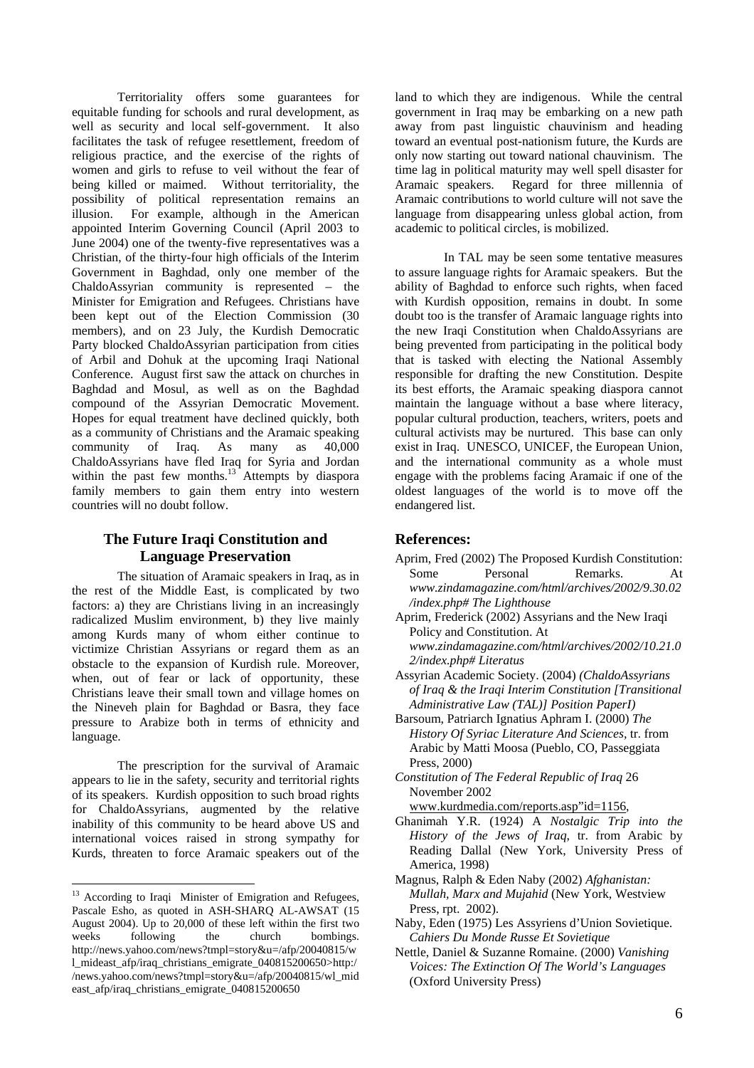Territoriality offers some guarantees for equitable funding for schools and rural development, as well as security and local self-government. It also facilitates the task of refugee resettlement, freedom of religious practice, and the exercise of the rights of women and girls to refuse to veil without the fear of being killed or maimed. Without territoriality, the possibility of political representation remains an illusion. For example, although in the American appointed Interim Governing Council (April 2003 to June 2004) one of the twenty-five representatives was a Christian, of the thirty-four high officials of the Interim Government in Baghdad, only one member of the ChaldoAssyrian community is represented – the Minister for Emigration and Refugees. Christians have been kept out of the Election Commission (30 members), and on 23 July, the Kurdish Democratic Party blocked ChaldoAssyrian participation from cities of Arbil and Dohuk at the upcoming Iraqi National Conference. August first saw the attack on churches in Baghdad and Mosul, as well as on the Baghdad compound of the Assyrian Democratic Movement. Hopes for equal treatment have declined quickly, both as a community of Christians and the Aramaic speaking community of Iraq. As many as 40,000 ChaldoAssyrians have fled Iraq for Syria and Jordan within the past few months.[13] Attempts by diaspora family members to gain them entry into western countries will no doubt follow.

## The Future Iraqi Constitution and Language Preservation

The situation of Aramaic speakers in Iraq, as in the rest of the Middle East, is complicated by two factors: a) they are Christians living in an increasingly radicalized Muslim environment, b) they live mainly among Kurds many of whom either continue to victimize Christian Assyrians or regard them as an obstacle to the expansion of Kurdish rule. Moreover, when, out of fear or lack of opportunity, these Christians leave their small town and village homes on the Nineveh plain for Baghdad or Basra, they face pressure to Arabize both in terms of ethnicity and language.

The prescription for the survival of Aramaic appears to lie in the safety, security and territorial rights of its speakers. Kurdish opposition to such broad rights for ChaldoAssyrians, augmented by the relative inability of this community to be heard above US and international voices raised in strong sympathy for Kurds, threaten to force Aramaic speakers out of the land to which they are indigenous. While the central government in Iraq may be embarking on a new path away from past linguistic chauvinism and heading toward an eventual post-nationism future, the Kurds are only now starting out toward national chauvinism. The time lag in political maturity may well spell disaster for Aramaic speakers. Regard for three millennia of Aramaic contributions to world culture will not save the language from disappearing unless global action, from academic to political circles, is mobilized.

In TAL may be seen some tentative measures to assure language rights for Aramaic speakers. But the ability of Baghdad to enforce such rights, when faced with Kurdish opposition, remains in doubt. In some doubt too is the transfer of Aramaic language rights into the new Iraqi Constitution when ChaldoAssyrians are being prevented from participating in the political body that is tasked with electing the National Assembly responsible for drafting the new Constitution. Despite its best efforts, the Aramaic speaking diaspora cannot maintain the language without a base where literacy, popular cultural production, teachers, writers, poets and cultural activists may be nurtured. This base can only exist in Iraq. UNESCO, UNICEF, the European Union, and the international community as a whole must engage with the problems facing Aramaic if one of the oldest languages of the world is to move off the endangered list.

## References:

Aprim, Fred (2002) The Proposed Kurdish Constitution: Some Personal Remarks. At *www.zindamagazine.com/html/archives/2002/9.30.02/index.php# The Lighthouse*

Aprim, Frederick (2002) Assyrians and the New Iraqi Policy and Constitution. At *www.zindamagazine.com/html/archives/2002/10.21.02/index.php# Literatus*

Assyrian Academic Society. (2004) *(ChaldoAssyrians of Iraq & the Iraqi Interim Constitution [Transitional Administrative Law (TAL)] Position PaperI)*

Barsoum, Patriarch Ignatius Aphram I. (2000) *The History Of Syriac Literature And Sciences*, tr. from Arabic by Matti Moosa (Pueblo, CO, Passeggiata Press, 2000)

*Constitution of The Federal Republic of Iraq* 26 November 2002 www.kurdmedia.com/reports.asp"id=1156,

Ghanimah Y.R. (1924) A *Nostalgic Trip into the History of the Jews of Iraq*, tr. from Arabic by Reading Dallal (New York, University Press of America, 1998)

Magnus, Ralph & Eden Naby (2002) *Afghanistan: Mullah, Marx and Mujahid* (New York, Westview Press, rpt. 2002).

Naby, Eden (1975) Les Assyriens d'Union Sovietique. *Cahiers Du Monde Russe Et Sovietique*

Nettle, Daniel & Suzanne Romaine. (2000) *Vanishing Voices: The Extinction Of The World's Languages* (Oxford University Press)

---

[13] According to Iraqi Minister of Emigration and Refugees, Pascale Esho, as quoted in ASH-SHARQ AL-AWSAT (15 August 2004). Up to 20,000 of these left within the first two weeks following the church bombings. http://news.yahoo.com/news?tmpl=story&u=/afp/20040815/wl_mideast_afp/iraq_christians_emigrate_040815200650>http://news.yahoo.com/news?tmpl=story&u=/afp/20040815/wl_mideast_afp/iraq_christians_emigrate_040815200650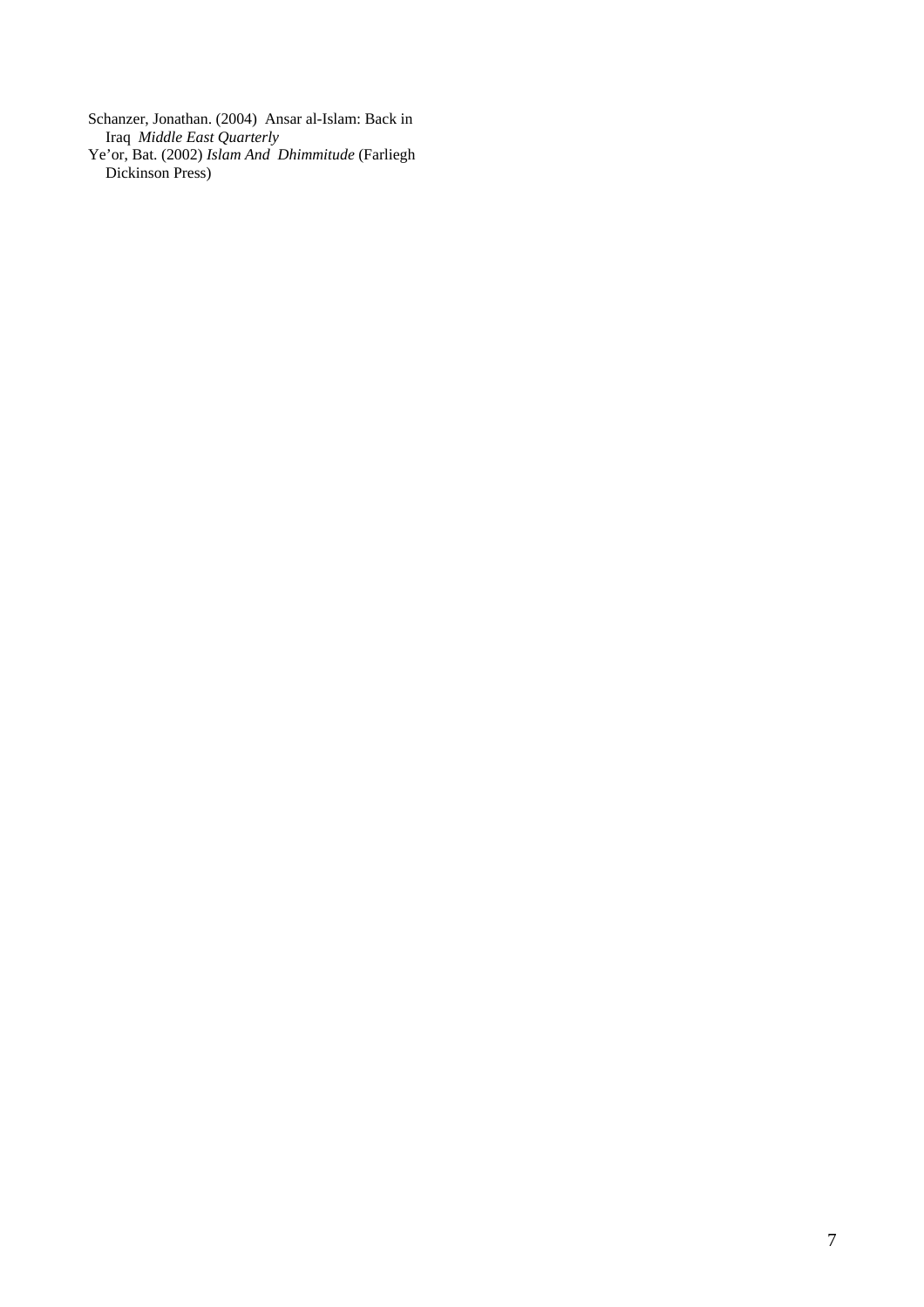Schanzer, Jonathan. (2004) Ansar al-Islam: Back in Iraq *Middle East Quarterly*

Ye'or, Bat. (2002) *Islam And Dhimmitude* (Farliegh Dickinson Press)